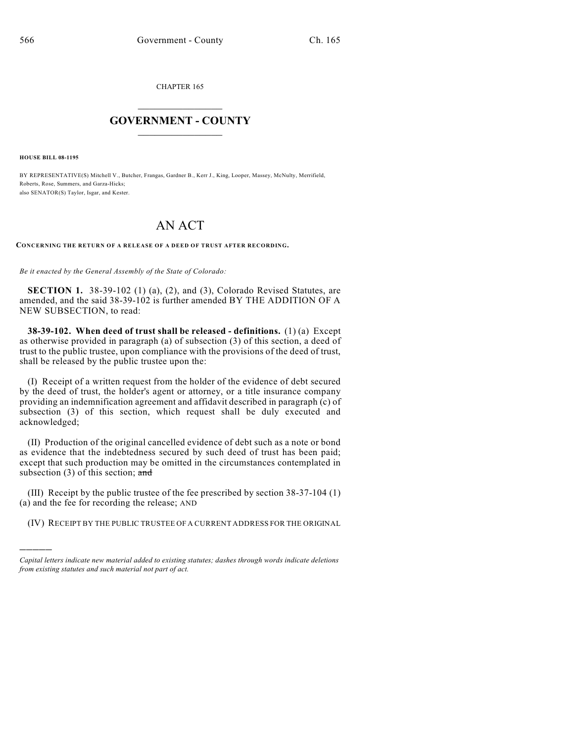CHAPTER 165

# GOVERNMENT - COUNTY

**HOUSE BILL 08-1195**

BY REPRESENTATIVE(S) Mitchell V., Butcher, Frangas, Gardner B., Kerr J., King, Looper, Massey, McNulty, Merrifield, Roberts, Rose, Summers, and Garza-Hicks;
also SENATOR(S) Taylor, Isgar, and Kester.

# AN ACT

**CONCERNING THE RETURN OF A RELEASE OF A DEED OF TRUST AFTER RECORDING.**

*Be it enacted by the General Assembly of the State of Colorado:*

**SECTION 1.** 38-39-102 (1) (a), (2), and (3), Colorado Revised Statutes, are amended, and the said 38-39-102 is further amended BY THE ADDITION OF A NEW SUBSECTION, to read:

**38-39-102. When deed of trust shall be released - definitions.** (1) (a) Except as otherwise provided in paragraph (a) of subsection (3) of this section, a deed of trust to the public trustee, upon compliance with the provisions of the deed of trust, shall be released by the public trustee upon the:

(I) Receipt of a written request from the holder of the evidence of debt secured by the deed of trust, the holder's agent or attorney, or a title insurance company providing an indemnification agreement and affidavit described in paragraph (c) of subsection (3) of this section, which request shall be duly executed and acknowledged;

(II) Production of the original cancelled evidence of debt such as a note or bond as evidence that the indebtedness secured by such deed of trust has been paid; except that such production may be omitted in the circumstances contemplated in subsection (3) of this section; ~~and~~

(III) Receipt by the public trustee of the fee prescribed by section 38-37-104 (1) (a) and the fee for recording the release; AND

(IV) RECEIPT BY THE PUBLIC TRUSTEE OF A CURRENT ADDRESS FOR THE ORIGINAL

*Capital letters indicate new material added to existing statutes; dashes through words indicate deletions from existing statutes and such material not part of act.*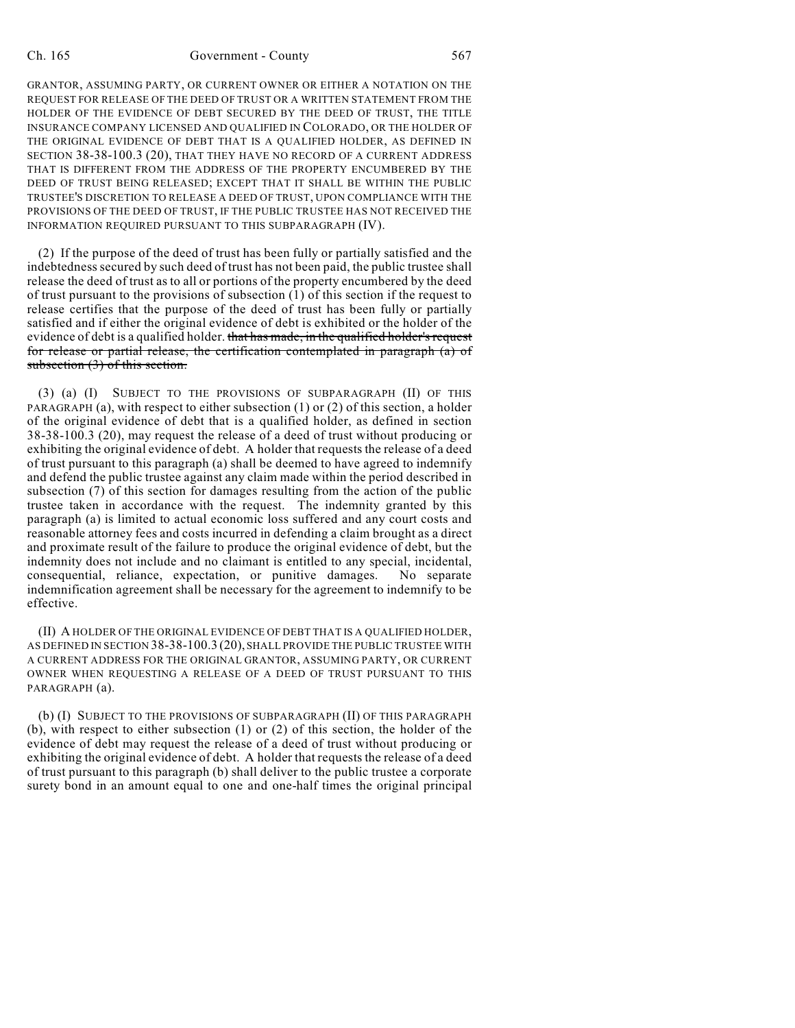GRANTOR, ASSUMING PARTY, OR CURRENT OWNER OR EITHER A NOTATION ON THE REQUEST FOR RELEASE OF THE DEED OF TRUST OR A WRITTEN STATEMENT FROM THE HOLDER OF THE EVIDENCE OF DEBT SECURED BY THE DEED OF TRUST, THE TITLE INSURANCE COMPANY LICENSED AND QUALIFIED IN COLORADO, OR THE HOLDER OF THE ORIGINAL EVIDENCE OF DEBT THAT IS A QUALIFIED HOLDER, AS DEFINED IN SECTION 38-38-100.3 (20), THAT THEY HAVE NO RECORD OF A CURRENT ADDRESS THAT IS DIFFERENT FROM THE ADDRESS OF THE PROPERTY ENCUMBERED BY THE DEED OF TRUST BEING RELEASED; EXCEPT THAT IT SHALL BE WITHIN THE PUBLIC TRUSTEE'S DISCRETION TO RELEASE A DEED OF TRUST, UPON COMPLIANCE WITH THE PROVISIONS OF THE DEED OF TRUST, IF THE PUBLIC TRUSTEE HAS NOT RECEIVED THE INFORMATION REQUIRED PURSUANT TO THIS SUBPARAGRAPH (IV).

(2) If the purpose of the deed of trust has been fully or partially satisfied and the indebtedness secured by such deed of trust has not been paid, the public trustee shall release the deed of trust as to all or portions of the property encumbered by the deed of trust pursuant to the provisions of subsection (1) of this section if the request to release certifies that the purpose of the deed of trust has been fully or partially satisfied and if either the original evidence of debt is exhibited or the holder of the evidence of debt is a qualified holder. ~~that has made, in the qualified holder's request for release or partial release, the certification contemplated in paragraph (a) of subsection (3) of this section.~~

(3) (a) (I) SUBJECT TO THE PROVISIONS OF SUBPARAGRAPH (II) OF THIS PARAGRAPH (a), with respect to either subsection (1) or (2) of this section, a holder of the original evidence of debt that is a qualified holder, as defined in section 38-38-100.3 (20), may request the release of a deed of trust without producing or exhibiting the original evidence of debt. A holder that requests the release of a deed of trust pursuant to this paragraph (a) shall be deemed to have agreed to indemnify and defend the public trustee against any claim made within the period described in subsection (7) of this section for damages resulting from the action of the public trustee taken in accordance with the request. The indemnity granted by this paragraph (a) is limited to actual economic loss suffered and any court costs and reasonable attorney fees and costs incurred in defending a claim brought as a direct and proximate result of the failure to produce the original evidence of debt, but the indemnity does not include and no claimant is entitled to any special, incidental, consequential, reliance, expectation, or punitive damages. No separate indemnification agreement shall be necessary for the agreement to indemnify to be effective.

(II) A HOLDER OF THE ORIGINAL EVIDENCE OF DEBT THAT IS A QUALIFIED HOLDER, AS DEFINED IN SECTION 38-38-100.3 (20), SHALL PROVIDE THE PUBLIC TRUSTEE WITH A CURRENT ADDRESS FOR THE ORIGINAL GRANTOR, ASSUMING PARTY, OR CURRENT OWNER WHEN REQUESTING A RELEASE OF A DEED OF TRUST PURSUANT TO THIS PARAGRAPH (a).

(b) (I) SUBJECT TO THE PROVISIONS OF SUBPARAGRAPH (II) OF THIS PARAGRAPH (b), with respect to either subsection (1) or (2) of this section, the holder of the evidence of debt may request the release of a deed of trust without producing or exhibiting the original evidence of debt. A holder that requests the release of a deed of trust pursuant to this paragraph (b) shall deliver to the public trustee a corporate surety bond in an amount equal to one and one-half times the original principal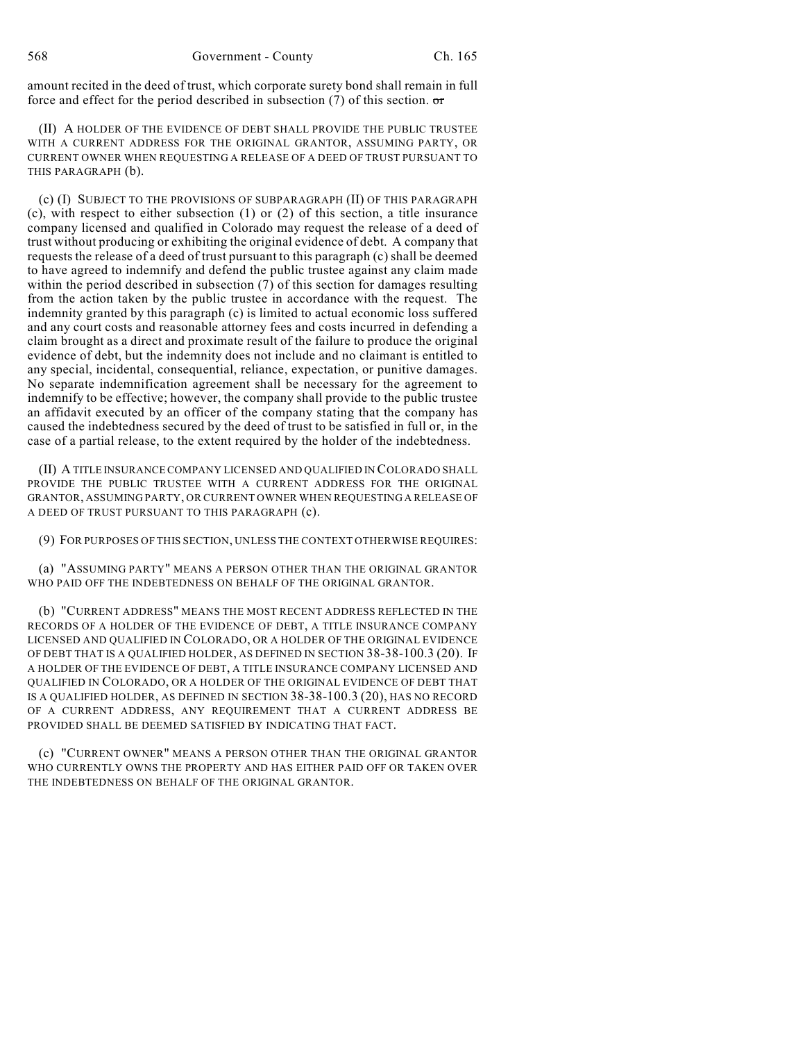amount recited in the deed of trust, which corporate surety bond shall remain in full force and effect for the period described in subsection (7) of this section. ~~or~~

(II) A HOLDER OF THE EVIDENCE OF DEBT SHALL PROVIDE THE PUBLIC TRUSTEE WITH A CURRENT ADDRESS FOR THE ORIGINAL GRANTOR, ASSUMING PARTY, OR CURRENT OWNER WHEN REQUESTING A RELEASE OF A DEED OF TRUST PURSUANT TO THIS PARAGRAPH (b).

(c) (I) SUBJECT TO THE PROVISIONS OF SUBPARAGRAPH (II) OF THIS PARAGRAPH (c), with respect to either subsection (1) or (2) of this section, a title insurance company licensed and qualified in Colorado may request the release of a deed of trust without producing or exhibiting the original evidence of debt. A company that requests the release of a deed of trust pursuant to this paragraph (c) shall be deemed to have agreed to indemnify and defend the public trustee against any claim made within the period described in subsection (7) of this section for damages resulting from the action taken by the public trustee in accordance with the request. The indemnity granted by this paragraph (c) is limited to actual economic loss suffered and any court costs and reasonable attorney fees and costs incurred in defending a claim brought as a direct and proximate result of the failure to produce the original evidence of debt, but the indemnity does not include and no claimant is entitled to any special, incidental, consequential, reliance, expectation, or punitive damages. No separate indemnification agreement shall be necessary for the agreement to indemnify to be effective; however, the company shall provide to the public trustee an affidavit executed by an officer of the company stating that the company has caused the indebtedness secured by the deed of trust to be satisfied in full or, in the case of a partial release, to the extent required by the holder of the indebtedness.

(II) A TITLE INSURANCE COMPANY LICENSED AND QUALIFIED IN COLORADO SHALL PROVIDE THE PUBLIC TRUSTEE WITH A CURRENT ADDRESS FOR THE ORIGINAL GRANTOR, ASSUMING PARTY, OR CURRENT OWNER WHEN REQUESTING A RELEASE OF A DEED OF TRUST PURSUANT TO THIS PARAGRAPH (c).

(9) FOR PURPOSES OF THIS SECTION, UNLESS THE CONTEXT OTHERWISE REQUIRES:

(a) "ASSUMING PARTY" MEANS A PERSON OTHER THAN THE ORIGINAL GRANTOR WHO PAID OFF THE INDEBTEDNESS ON BEHALF OF THE ORIGINAL GRANTOR.

(b) "CURRENT ADDRESS" MEANS THE MOST RECENT ADDRESS REFLECTED IN THE RECORDS OF A HOLDER OF THE EVIDENCE OF DEBT, A TITLE INSURANCE COMPANY LICENSED AND QUALIFIED IN COLORADO, OR A HOLDER OF THE ORIGINAL EVIDENCE OF DEBT THAT IS A QUALIFIED HOLDER, AS DEFINED IN SECTION 38-38-100.3 (20). IF A HOLDER OF THE EVIDENCE OF DEBT, A TITLE INSURANCE COMPANY LICENSED AND QUALIFIED IN COLORADO, OR A HOLDER OF THE ORIGINAL EVIDENCE OF DEBT THAT IS A QUALIFIED HOLDER, AS DEFINED IN SECTION 38-38-100.3 (20), HAS NO RECORD OF A CURRENT ADDRESS, ANY REQUIREMENT THAT A CURRENT ADDRESS BE PROVIDED SHALL BE DEEMED SATISFIED BY INDICATING THAT FACT.

(c) "CURRENT OWNER" MEANS A PERSON OTHER THAN THE ORIGINAL GRANTOR WHO CURRENTLY OWNS THE PROPERTY AND HAS EITHER PAID OFF OR TAKEN OVER THE INDEBTEDNESS ON BEHALF OF THE ORIGINAL GRANTOR.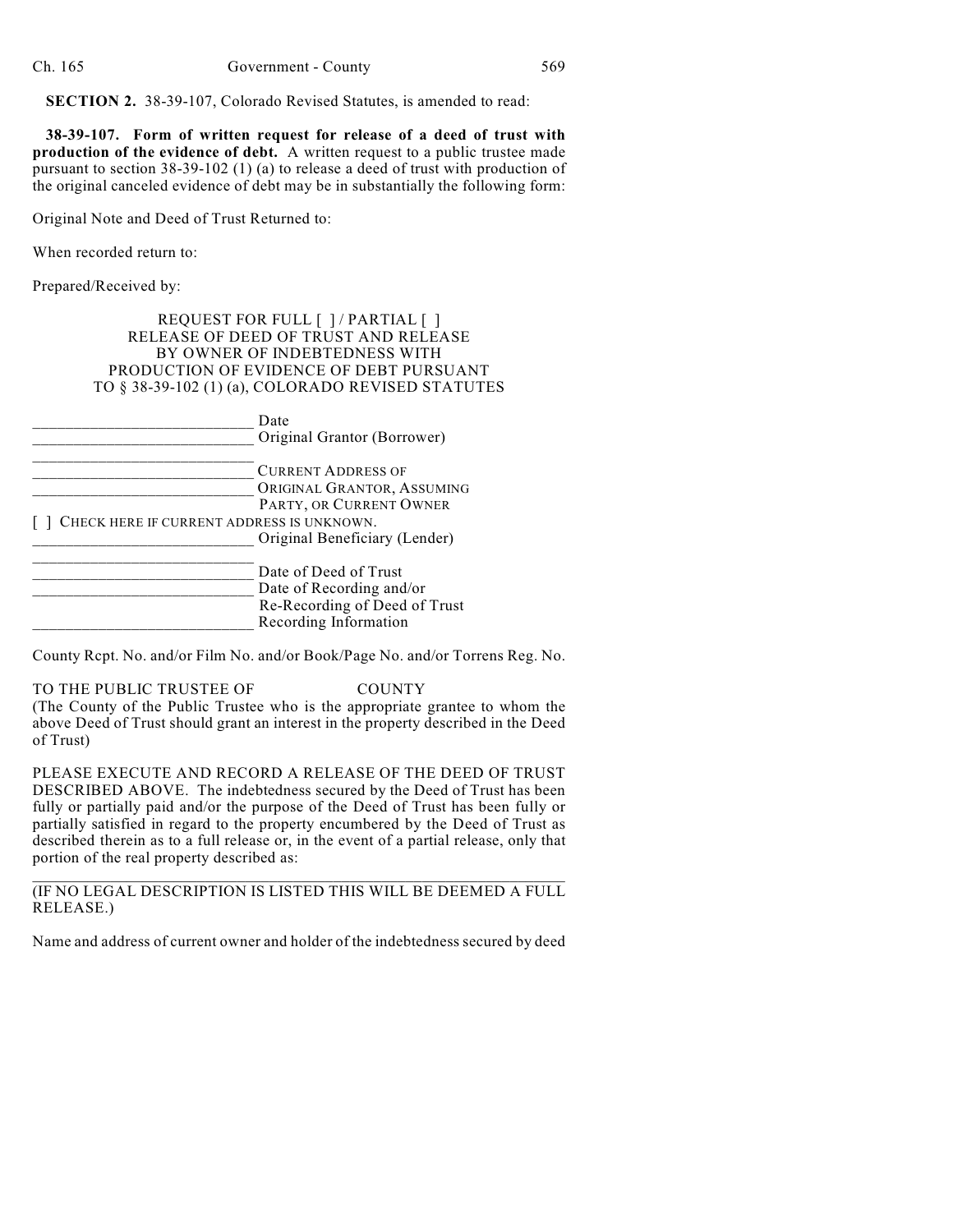**SECTION 2.** 38-39-107, Colorado Revised Statutes, is amended to read:

**38-39-107. Form of written request for release of a deed of trust with production of the evidence of debt.** A written request to a public trustee made pursuant to section 38-39-102 (1) (a) to release a deed of trust with production of the original canceled evidence of debt may be in substantially the following form:

Original Note and Deed of Trust Returned to:

When recorded return to:

Prepared/Received by:

REQUEST FOR FULL [ ] / PARTIAL [ ]
RELEASE OF DEED OF TRUST AND RELEASE
BY OWNER OF INDEBTEDNESS WITH
PRODUCTION OF EVIDENCE OF DEBT PURSUANT
TO § 38-39-102 (1) (a), COLORADO REVISED STATUTES

\_\_\_\_\_\_\_\_\_\_\_\_\_\_\_\_\_\_\_\_\_\_\_\_\_\_\_ Date
\_\_\_\_\_\_\_\_\_\_\_\_\_\_\_\_\_\_\_\_\_\_\_\_\_\_\_ Original Grantor (Borrower)
\_\_\_\_\_\_\_\_\_\_\_\_\_\_\_\_\_\_\_\_\_\_\_\_\_\_\_
\_\_\_\_\_\_\_\_\_\_\_\_\_\_\_\_\_\_\_\_\_\_\_\_\_\_\_ CURRENT ADDRESS OF
\_\_\_\_\_\_\_\_\_\_\_\_\_\_\_\_\_\_\_\_\_\_\_\_\_\_\_ ORIGINAL GRANTOR, ASSUMING PARTY, OR CURRENT OWNER
[ ] CHECK HERE IF CURRENT ADDRESS IS UNKNOWN.
\_\_\_\_\_\_\_\_\_\_\_\_\_\_\_\_\_\_\_\_\_\_\_\_\_\_\_ Original Beneficiary (Lender)
\_\_\_\_\_\_\_\_\_\_\_\_\_\_\_\_\_\_\_\_\_\_\_\_\_\_\_
\_\_\_\_\_\_\_\_\_\_\_\_\_\_\_\_\_\_\_\_\_\_\_\_\_\_\_ Date of Deed of Trust
\_\_\_\_\_\_\_\_\_\_\_\_\_\_\_\_\_\_\_\_\_\_\_\_\_\_\_ Date of Recording and/or Re-Recording of Deed of Trust
\_\_\_\_\_\_\_\_\_\_\_\_\_\_\_\_\_\_\_\_\_\_\_\_\_\_\_ Recording Information

County Rcpt. No. and/or Film No. and/or Book/Page No. and/or Torrens Reg. No.

TO THE PUBLIC TRUSTEE OF COUNTY
(The County of the Public Trustee who is the appropriate grantee to whom the above Deed of Trust should grant an interest in the property described in the Deed of Trust)

PLEASE EXECUTE AND RECORD A RELEASE OF THE DEED OF TRUST DESCRIBED ABOVE. The indebtedness secured by the Deed of Trust has been fully or partially paid and/or the purpose of the Deed of Trust has been fully or partially satisfied in regard to the property encumbered by the Deed of Trust as described therein as to a full release or, in the event of a partial release, only that portion of the real property described as:

\_\_\_\_\_\_\_\_\_\_\_\_\_\_\_\_\_\_\_\_\_\_\_\_\_\_\_\_\_\_\_\_\_\_\_\_\_\_\_\_\_\_\_\_\_\_\_\_\_\_\_\_\_\_\_\_\_\_\_\_\_\_\_\_\_\_\_\_
(IF NO LEGAL DESCRIPTION IS LISTED THIS WILL BE DEEMED A FULL RELEASE.)

Name and address of current owner and holder of the indebtedness secured by deed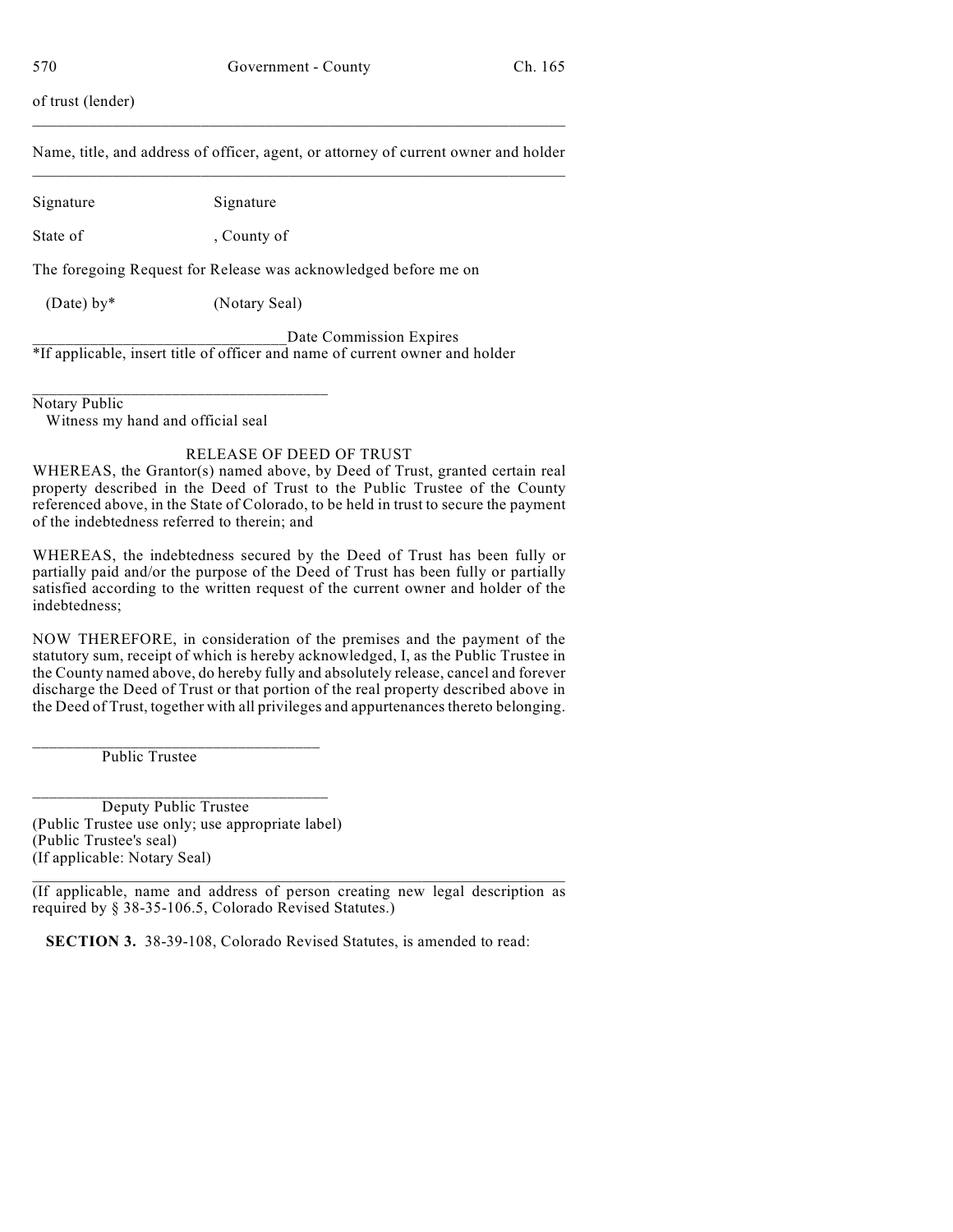of trust (lender)

______________________________________________________________________

Name, title, and address of officer, agent, or attorney of current owner and holder

______________________________________________________________________

Signature Signature

State of , County of

The foregoing Request for Release was acknowledged before me on

(Date) by* (Notary Seal)

______________________________ Date Commission Expires

*If applicable, insert title of officer and name of current owner and holder

____________________________________

Notary Public

Witness my hand and official seal

RELEASE OF DEED OF TRUST

WHEREAS, the Grantor(s) named above, by Deed of Trust, granted certain real property described in the Deed of Trust to the Public Trustee of the County referenced above, in the State of Colorado, to be held in trust to secure the payment of the indebtedness referred to therein; and

WHEREAS, the indebtedness secured by the Deed of Trust has been fully or partially paid and/or the purpose of the Deed of Trust has been fully or partially satisfied according to the written request of the current owner and holder of the indebtedness;

NOW THEREFORE, in consideration of the premises and the payment of the statutory sum, receipt of which is hereby acknowledged, I, as the Public Trustee in the County named above, do hereby fully and absolutely release, cancel and forever discharge the Deed of Trust or that portion of the real property described above in the Deed of Trust, together with all privileges and appurtenances thereto belonging.

____________________________________

Public Trustee

____________________________________

Deputy Public Trustee

(Public Trustee use only; use appropriate label)

(Public Trustee's seal)

(If applicable: Notary Seal)

______________________________________________________________________

(If applicable, name and address of person creating new legal description as required by § 38-35-106.5, Colorado Revised Statutes.)

**SECTION 3.** 38-39-108, Colorado Revised Statutes, is amended to read: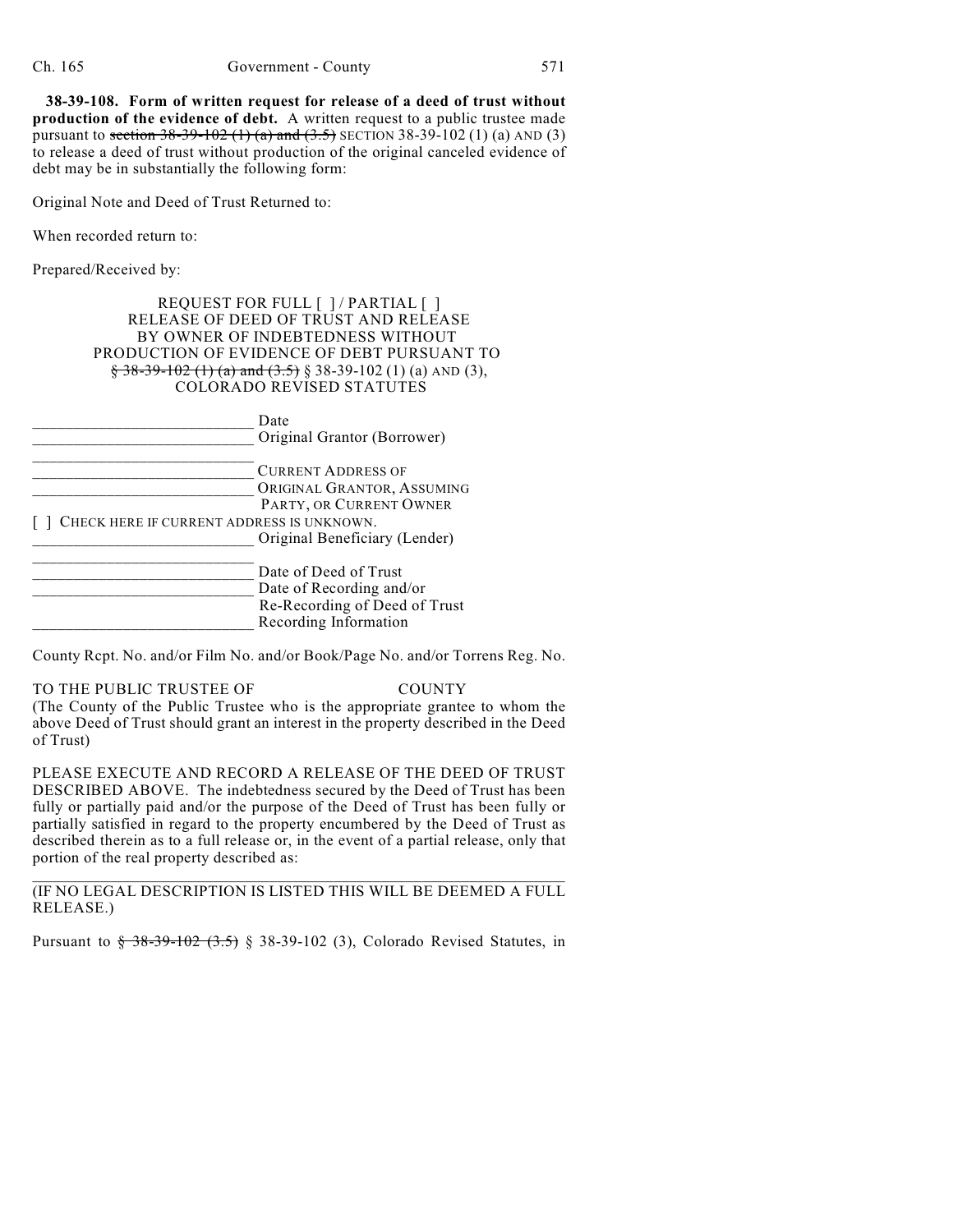**38-39-108. Form of written request for release of a deed of trust without production of the evidence of debt.** A written request to a public trustee made pursuant to ~~section 38-39-102 (1) (a) and (3.5)~~ SECTION 38-39-102 (1) (a) AND (3) to release a deed of trust without production of the original canceled evidence of debt may be in substantially the following form:

Original Note and Deed of Trust Returned to:

When recorded return to:

Prepared/Received by:

REQUEST FOR FULL [ ] / PARTIAL [ ]
RELEASE OF DEED OF TRUST AND RELEASE
BY OWNER OF INDEBTEDNESS WITHOUT
PRODUCTION OF EVIDENCE OF DEBT PURSUANT TO
~~§ 38-39-102 (1) (a) and (3.5)~~ § 38-39-102 (1) (a) AND (3),
COLORADO REVISED STATUTES

\_\_\_\_\_\_\_\_\_\_\_\_\_\_\_\_\_\_\_\_\_\_\_\_\_\_\_ Date
\_\_\_\_\_\_\_\_\_\_\_\_\_\_\_\_\_\_\_\_\_\_\_\_\_\_\_ Original Grantor (Borrower)
\_\_\_\_\_\_\_\_\_\_\_\_\_\_\_\_\_\_\_\_\_\_\_\_\_\_\_
\_\_\_\_\_\_\_\_\_\_\_\_\_\_\_\_\_\_\_\_\_\_\_\_\_\_\_ CURRENT ADDRESS OF
\_\_\_\_\_\_\_\_\_\_\_\_\_\_\_\_\_\_\_\_\_\_\_\_\_\_\_ ORIGINAL GRANTOR, ASSUMING PARTY, OR CURRENT OWNER
[ ] CHECK HERE IF CURRENT ADDRESS IS UNKNOWN.
\_\_\_\_\_\_\_\_\_\_\_\_\_\_\_\_\_\_\_\_\_\_\_\_\_\_\_ Original Beneficiary (Lender)
\_\_\_\_\_\_\_\_\_\_\_\_\_\_\_\_\_\_\_\_\_\_\_\_\_\_\_
\_\_\_\_\_\_\_\_\_\_\_\_\_\_\_\_\_\_\_\_\_\_\_\_\_\_\_ Date of Deed of Trust
\_\_\_\_\_\_\_\_\_\_\_\_\_\_\_\_\_\_\_\_\_\_\_\_\_\_\_ Date of Recording and/or Re-Recording of Deed of Trust
\_\_\_\_\_\_\_\_\_\_\_\_\_\_\_\_\_\_\_\_\_\_\_\_\_\_\_ Recording Information

County Rcpt. No. and/or Film No. and/or Book/Page No. and/or Torrens Reg. No.

TO THE PUBLIC TRUSTEE OF COUNTY
(The County of the Public Trustee who is the appropriate grantee to whom the above Deed of Trust should grant an interest in the property described in the Deed of Trust)

PLEASE EXECUTE AND RECORD A RELEASE OF THE DEED OF TRUST DESCRIBED ABOVE. The indebtedness secured by the Deed of Trust has been fully or partially paid and/or the purpose of the Deed of Trust has been fully or partially satisfied in regard to the property encumbered by the Deed of Trust as described therein as to a full release or, in the event of a partial release, only that portion of the real property described as:

\_\_\_\_\_\_\_\_\_\_\_\_\_\_\_\_\_\_\_\_\_\_\_\_\_\_\_\_\_\_\_\_\_\_\_\_\_\_\_\_\_\_\_\_\_\_\_\_\_\_\_\_\_\_\_\_\_\_\_\_\_\_
(IF NO LEGAL DESCRIPTION IS LISTED THIS WILL BE DEEMED A FULL RELEASE.)

Pursuant to ~~§ 38-39-102 (3.5)~~ § 38-39-102 (3), Colorado Revised Statutes, in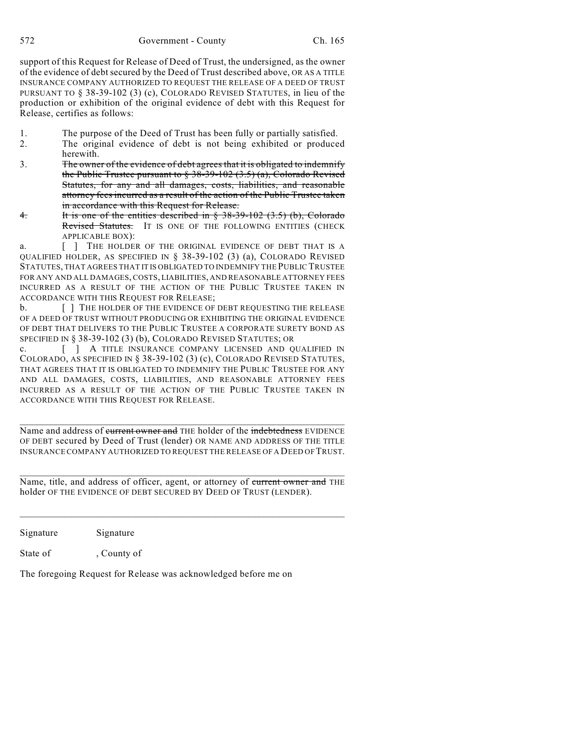support of this Request for Release of Deed of Trust, the undersigned, as the owner of the evidence of debt secured by the Deed of Trust described above, OR AS A TITLE INSURANCE COMPANY AUTHORIZED TO REQUEST THE RELEASE OF A DEED OF TRUST PURSUANT TO § 38-39-102 (3) (c), COLORADO REVISED STATUTES, in lieu of the production or exhibition of the original evidence of debt with this Request for Release, certifies as follows:

1. The purpose of the Deed of Trust has been fully or partially satisfied.
2. The original evidence of debt is not being exhibited or produced herewith.
3. ~~The owner of the evidence of debt agrees that it is obligated to indemnify the Public Trustee pursuant to § 38-39-102 (3.5) (a), Colorado Revised Statutes, for any and all damages, costs, liabilities, and reasonable attorney fees incurred as a result of the action of the Public Trustee taken in accordance with this Request for Release.~~
~~4.~~ ~~It is one of the entities described in § 38-39-102 (3.5) (b), Colorado Revised Statutes.~~ IT IS ONE OF THE FOLLOWING ENTITIES (CHECK APPLICABLE BOX):

a. [ ] THE HOLDER OF THE ORIGINAL EVIDENCE OF DEBT THAT IS A QUALIFIED HOLDER, AS SPECIFIED IN § 38-39-102 (3) (a), COLORADO REVISED STATUTES, THAT AGREES THAT IT IS OBLIGATED TO INDEMNIFY THE PUBLIC TRUSTEE FOR ANY AND ALL DAMAGES, COSTS, LIABILITIES, AND REASONABLE ATTORNEY FEES INCURRED AS A RESULT OF THE ACTION OF THE PUBLIC TRUSTEE TAKEN IN ACCORDANCE WITH THIS REQUEST FOR RELEASE;

b. [ ] THE HOLDER OF THE EVIDENCE OF DEBT REQUESTING THE RELEASE OF A DEED OF TRUST WITHOUT PRODUCING OR EXHIBITING THE ORIGINAL EVIDENCE OF DEBT THAT DELIVERS TO THE PUBLIC TRUSTEE A CORPORATE SURETY BOND AS SPECIFIED IN § 38-39-102 (3) (b), COLORADO REVISED STATUTES; OR

c. [ ] A TITLE INSURANCE COMPANY LICENSED AND QUALIFIED IN COLORADO, AS SPECIFIED IN § 38-39-102 (3) (c), COLORADO REVISED STATUTES, THAT AGREES THAT IT IS OBLIGATED TO INDEMNIFY THE PUBLIC TRUSTEE FOR ANY AND ALL DAMAGES, COSTS, LIABILITIES, AND REASONABLE ATTORNEY FEES INCURRED AS A RESULT OF THE ACTION OF THE PUBLIC TRUSTEE TAKEN IN ACCORDANCE WITH THIS REQUEST FOR RELEASE.

\_\_\_\_\_\_\_\_\_\_\_\_\_\_\_\_\_\_\_\_\_\_\_\_\_\_\_\_\_\_\_\_\_\_\_\_\_\_\_\_\_\_\_\_\_\_\_\_\_\_\_\_\_\_\_\_\_\_\_\_

Name and address of ~~current owner and~~ THE holder of the ~~indebtedness~~ EVIDENCE OF DEBT secured by Deed of Trust (lender) OR NAME AND ADDRESS OF THE TITLE INSURANCE COMPANY AUTHORIZED TO REQUEST THE RELEASE OF A DEED OF TRUST.

\_\_\_\_\_\_\_\_\_\_\_\_\_\_\_\_\_\_\_\_\_\_\_\_\_\_\_\_\_\_\_\_\_\_\_\_\_\_\_\_\_\_\_\_\_\_\_\_\_\_\_\_\_\_\_\_\_\_\_\_

Name, title, and address of officer, agent, or attorney of ~~current owner and~~ THE holder OF THE EVIDENCE OF DEBT SECURED BY DEED OF TRUST (LENDER).

\_\_\_\_\_\_\_\_\_\_\_\_\_\_\_\_\_\_\_\_\_\_\_\_\_\_\_\_\_\_\_\_\_\_\_\_\_\_\_\_\_\_\_\_\_\_\_\_\_\_\_\_\_\_\_\_\_\_\_\_

Signature Signature

State of , County of

The foregoing Request for Release was acknowledged before me on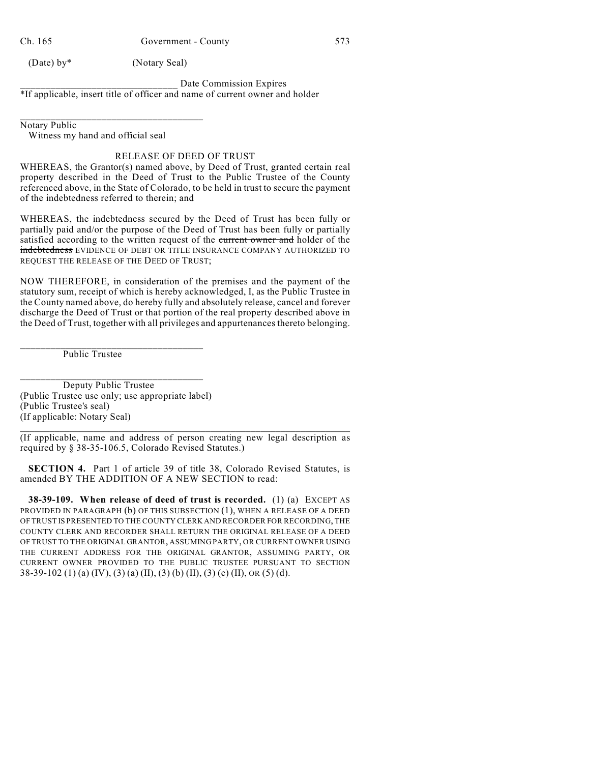(Date) by*                (Notary Seal)

______________________________ Date Commission Expires

*If applicable, insert title of officer and name of current owner and holder

______________________________

Notary Public

Witness my hand and official seal

RELEASE OF DEED OF TRUST

WHEREAS, the Grantor(s) named above, by Deed of Trust, granted certain real property described in the Deed of Trust to the Public Trustee of the County referenced above, in the State of Colorado, to be held in trust to secure the payment of the indebtedness referred to therein; and

WHEREAS, the indebtedness secured by the Deed of Trust has been fully or partially paid and/or the purpose of the Deed of Trust has been fully or partially satisfied according to the written request of the ~~current owner and~~ holder of the ~~indebtedness~~ EVIDENCE OF DEBT OR TITLE INSURANCE COMPANY AUTHORIZED TO REQUEST THE RELEASE OF THE DEED OF TRUST;

NOW THEREFORE, in consideration of the premises and the payment of the statutory sum, receipt of which is hereby acknowledged, I, as the Public Trustee in the County named above, do hereby fully and absolutely release, cancel and forever discharge the Deed of Trust or that portion of the real property described above in the Deed of Trust, together with all privileges and appurtenances thereto belonging.

______________________________

Public Trustee

______________________________

Deputy Public Trustee

(Public Trustee use only; use appropriate label)

(Public Trustee's seal)

(If applicable: Notary Seal)

______________________________

(If applicable, name and address of person creating new legal description as required by § 38-35-106.5, Colorado Revised Statutes.)

**SECTION 4.** Part 1 of article 39 of title 38, Colorado Revised Statutes, is amended BY THE ADDITION OF A NEW SECTION to read:

**38-39-109. When release of deed of trust is recorded.** (1) (a) EXCEPT AS PROVIDED IN PARAGRAPH (b) OF THIS SUBSECTION (1), WHEN A RELEASE OF A DEED OF TRUST IS PRESENTED TO THE COUNTY CLERK AND RECORDER FOR RECORDING, THE COUNTY CLERK AND RECORDER SHALL RETURN THE ORIGINAL RELEASE OF A DEED OF TRUST TO THE ORIGINAL GRANTOR, ASSUMING PARTY, OR CURRENT OWNER USING THE CURRENT ADDRESS FOR THE ORIGINAL GRANTOR, ASSUMING PARTY, OR CURRENT OWNER PROVIDED TO THE PUBLIC TRUSTEE PURSUANT TO SECTION 38-39-102 (1) (a) (IV), (3) (a) (II), (3) (b) (II), (3) (c) (II), OR (5) (d).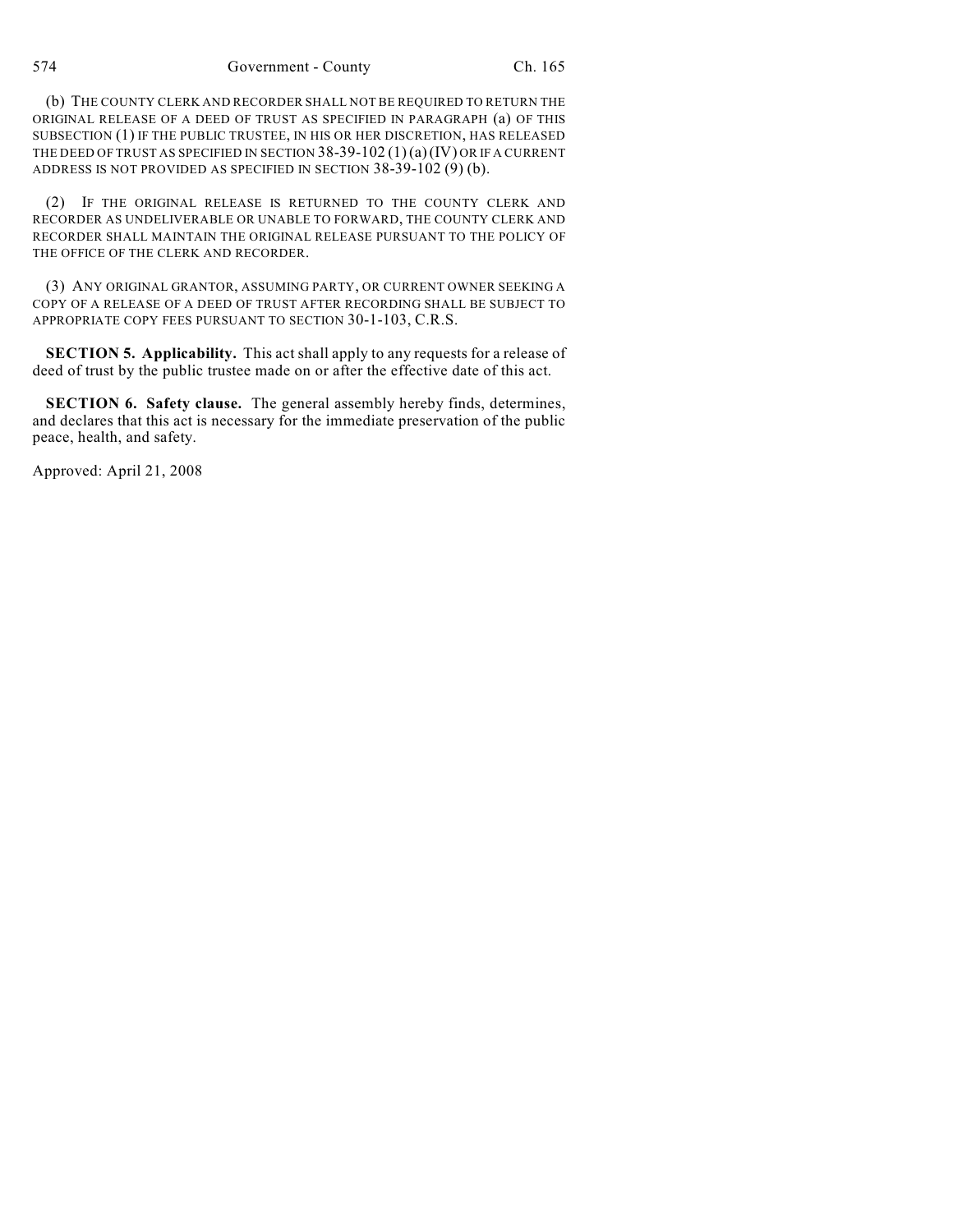(b) THE COUNTY CLERK AND RECORDER SHALL NOT BE REQUIRED TO RETURN THE ORIGINAL RELEASE OF A DEED OF TRUST AS SPECIFIED IN PARAGRAPH (a) OF THIS SUBSECTION (1) IF THE PUBLIC TRUSTEE, IN HIS OR HER DISCRETION, HAS RELEASED THE DEED OF TRUST AS SPECIFIED IN SECTION 38-39-102 (1) (a) (IV) OR IF A CURRENT ADDRESS IS NOT PROVIDED AS SPECIFIED IN SECTION 38-39-102 (9) (b).

(2) IF THE ORIGINAL RELEASE IS RETURNED TO THE COUNTY CLERK AND RECORDER AS UNDELIVERABLE OR UNABLE TO FORWARD, THE COUNTY CLERK AND RECORDER SHALL MAINTAIN THE ORIGINAL RELEASE PURSUANT TO THE POLICY OF THE OFFICE OF THE CLERK AND RECORDER.

(3) ANY ORIGINAL GRANTOR, ASSUMING PARTY, OR CURRENT OWNER SEEKING A COPY OF A RELEASE OF A DEED OF TRUST AFTER RECORDING SHALL BE SUBJECT TO APPROPRIATE COPY FEES PURSUANT TO SECTION 30-1-103, C.R.S.

**SECTION 5. Applicability.** This act shall apply to any requests for a release of deed of trust by the public trustee made on or after the effective date of this act.

**SECTION 6. Safety clause.** The general assembly hereby finds, determines, and declares that this act is necessary for the immediate preservation of the public peace, health, and safety.

Approved: April 21, 2008